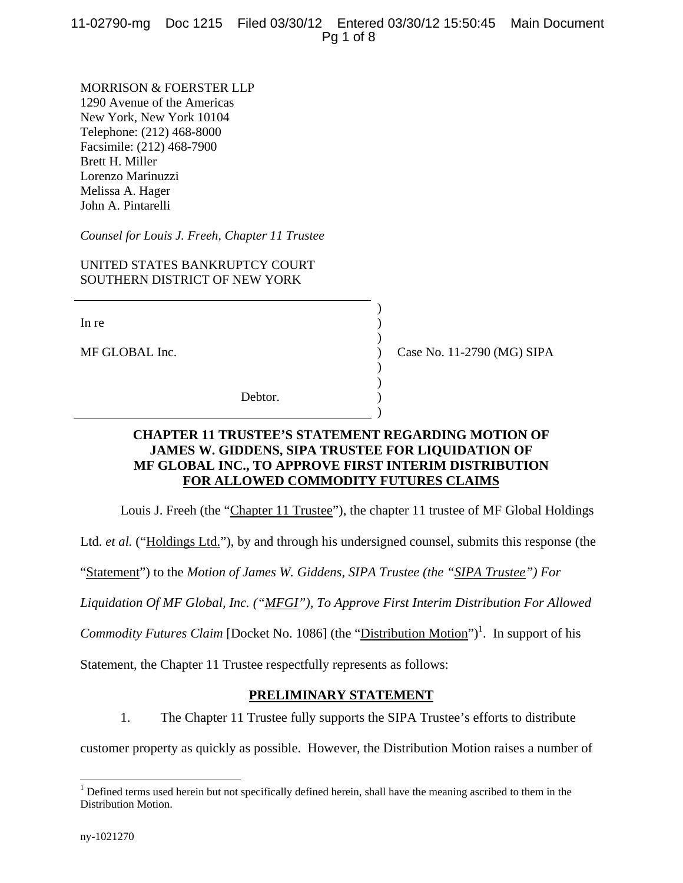MORRISON & FOERSTER LLP
1290 Avenue of the Americas
New York, New York 10104
Telephone: (212) 468-8000
Facsimile: (212) 468-7900
Brett H. Miller
Lorenzo Marinuzzi
Melissa A. Hager
John A. Pintarelli

*Counsel for Louis J. Freeh, Chapter 11 Trustee*

UNITED STATES BANKRUPTCY COURT
SOUTHERN DISTRICT OF NEW YORK

| | |
|---|---|
| In re<br><br>MF GLOBAL Inc.<br><br>Debtor. | Case No. 11-2790 (MG) SIPA |

**CHAPTER 11 TRUSTEE'S STATEMENT REGARDING MOTION OF JAMES W. GIDDENS, SIPA TRUSTEE FOR LIQUIDATION OF MF GLOBAL INC., TO APPROVE FIRST INTERIM DISTRIBUTION FOR ALLOWED COMMODITY FUTURES CLAIMS**

Louis J. Freeh (the "Chapter 11 Trustee"), the chapter 11 trustee of MF Global Holdings Ltd. *et al.* ("Holdings Ltd."), by and through his undersigned counsel, submits this response (the "Statement") to the *Motion of James W. Giddens, SIPA Trustee (the "SIPA Trustee") For Liquidation Of MF Global, Inc. ("MFGI"), To Approve First Interim Distribution For Allowed Commodity Futures Claim* [Docket No. 1086] (the "Distribution Motion")[1]. In support of his Statement, the Chapter 11 Trustee respectfully represents as follows:

## PRELIMINARY STATEMENT

1. The Chapter 11 Trustee fully supports the SIPA Trustee's efforts to distribute customer property as quickly as possible. However, the Distribution Motion raises a number of

[1] Defined terms used herein but not specifically defined herein, shall have the meaning ascribed to them in the Distribution Motion.

ny-1021270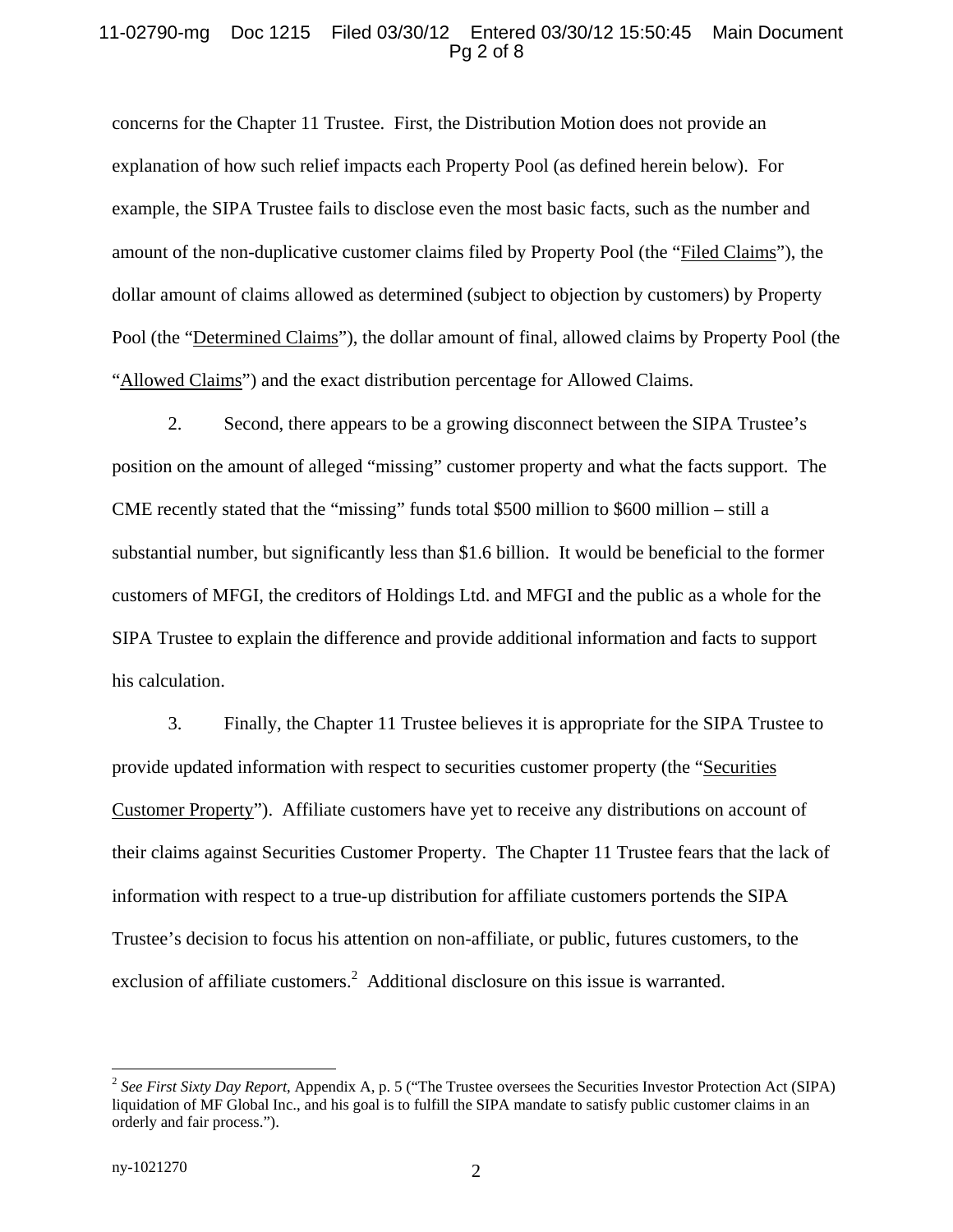concerns for the Chapter 11 Trustee. First, the Distribution Motion does not provide an explanation of how such relief impacts each Property Pool (as defined herein below). For example, the SIPA Trustee fails to disclose even the most basic facts, such as the number and amount of the non-duplicative customer claims filed by Property Pool (the "Filed Claims"), the dollar amount of claims allowed as determined (subject to objection by customers) by Property Pool (the "Determined Claims"), the dollar amount of final, allowed claims by Property Pool (the "Allowed Claims") and the exact distribution percentage for Allowed Claims.

2. Second, there appears to be a growing disconnect between the SIPA Trustee's position on the amount of alleged "missing" customer property and what the facts support. The CME recently stated that the "missing" funds total $500 million to $600 million – still a substantial number, but significantly less than $1.6 billion. It would be beneficial to the former customers of MFGI, the creditors of Holdings Ltd. and MFGI and the public as a whole for the SIPA Trustee to explain the difference and provide additional information and facts to support his calculation.

3. Finally, the Chapter 11 Trustee believes it is appropriate for the SIPA Trustee to provide updated information with respect to securities customer property (the "Securities Customer Property"). Affiliate customers have yet to receive any distributions on account of their claims against Securities Customer Property. The Chapter 11 Trustee fears that the lack of information with respect to a true-up distribution for affiliate customers portends the SIPA Trustee's decision to focus his attention on non-affiliate, or public, futures customers, to the exclusion of affiliate customers.[2] Additional disclosure on this issue is warranted.

[2] *See First Sixty Day Report*, Appendix A, p. 5 ("The Trustee oversees the Securities Investor Protection Act (SIPA) liquidation of MF Global Inc., and his goal is to fulfill the SIPA mandate to satisfy public customer claims in an orderly and fair process.").

ny-1021270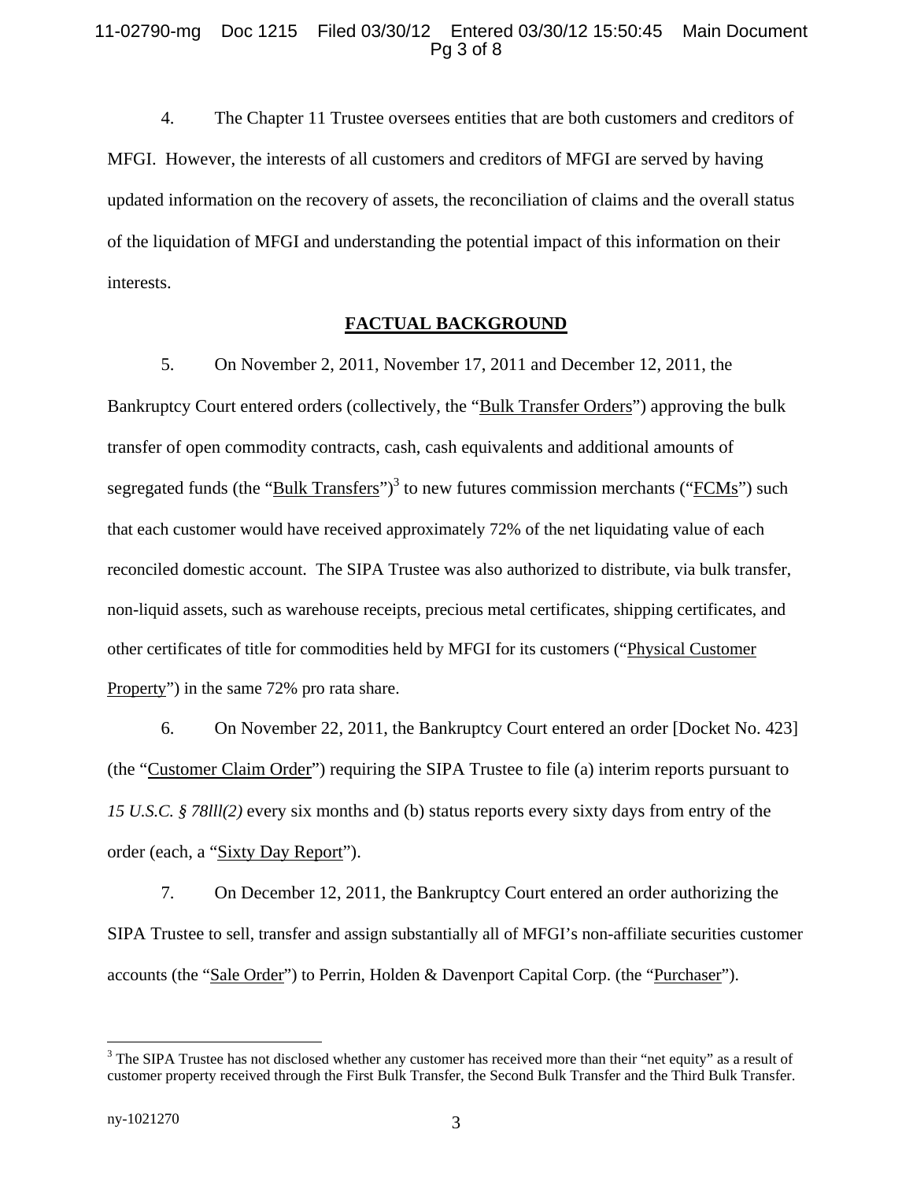4. The Chapter 11 Trustee oversees entities that are both customers and creditors of MFGI. However, the interests of all customers and creditors of MFGI are served by having updated information on the recovery of assets, the reconciliation of claims and the overall status of the liquidation of MFGI and understanding the potential impact of this information on their interests.

## FACTUAL BACKGROUND

5. On November 2, 2011, November 17, 2011 and December 12, 2011, the Bankruptcy Court entered orders (collectively, the "Bulk Transfer Orders") approving the bulk transfer of open commodity contracts, cash, cash equivalents and additional amounts of segregated funds (the "Bulk Transfers")[3] to new futures commission merchants ("FCMs") such that each customer would have received approximately 72% of the net liquidating value of each reconciled domestic account. The SIPA Trustee was also authorized to distribute, via bulk transfer, non-liquid assets, such as warehouse receipts, precious metal certificates, shipping certificates, and other certificates of title for commodities held by MFGI for its customers ("Physical Customer Property") in the same 72% pro rata share.

6. On November 22, 2011, the Bankruptcy Court entered an order [Docket No. 423] (the "Customer Claim Order") requiring the SIPA Trustee to file (a) interim reports pursuant to *15 U.S.C. § 78lll(2)* every six months and (b) status reports every sixty days from entry of the order (each, a "Sixty Day Report").

7. On December 12, 2011, the Bankruptcy Court entered an order authorizing the SIPA Trustee to sell, transfer and assign substantially all of MFGI's non-affiliate securities customer accounts (the "Sale Order") to Perrin, Holden & Davenport Capital Corp. (the "Purchaser").

---

[3] The SIPA Trustee has not disclosed whether any customer has received more than their "net equity" as a result of customer property received through the First Bulk Transfer, the Second Bulk Transfer and the Third Bulk Transfer.

ny-1021270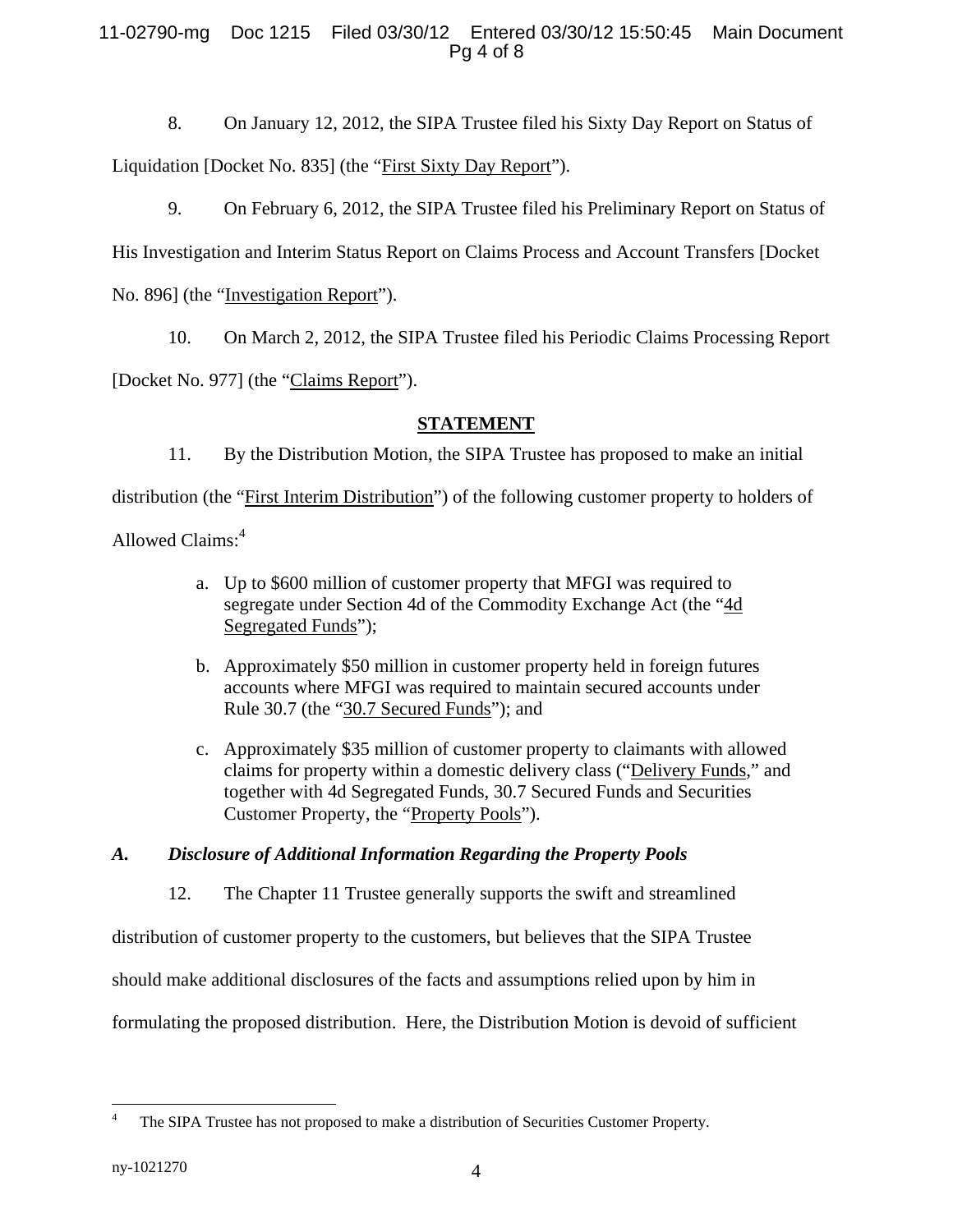8. On January 12, 2012, the SIPA Trustee filed his Sixty Day Report on Status of Liquidation [Docket No. 835] (the "First Sixty Day Report").

9. On February 6, 2012, the SIPA Trustee filed his Preliminary Report on Status of His Investigation and Interim Status Report on Claims Process and Account Transfers [Docket No. 896] (the "Investigation Report").

10. On March 2, 2012, the SIPA Trustee filed his Periodic Claims Processing Report [Docket No. 977] (the "Claims Report").

**STATEMENT**

11. By the Distribution Motion, the SIPA Trustee has proposed to make an initial distribution (the "First Interim Distribution") of the following customer property to holders of Allowed Claims:[4]

a. Up to $600 million of customer property that MFGI was required to segregate under Section 4d of the Commodity Exchange Act (the "4d Segregated Funds");

b. Approximately $50 million in customer property held in foreign futures accounts where MFGI was required to maintain secured accounts under Rule 30.7 (the "30.7 Secured Funds"); and

c. Approximately $35 million of customer property to claimants with allowed claims for property within a domestic delivery class ("Delivery Funds," and together with 4d Segregated Funds, 30.7 Secured Funds and Securities Customer Property, the "Property Pools").

### *A. Disclosure of Additional Information Regarding the Property Pools*

12. The Chapter 11 Trustee generally supports the swift and streamlined distribution of customer property to the customers, but believes that the SIPA Trustee should make additional disclosures of the facts and assumptions relied upon by him in formulating the proposed distribution. Here, the Distribution Motion is devoid of sufficient

---

[4] The SIPA Trustee has not proposed to make a distribution of Securities Customer Property.

ny-1021270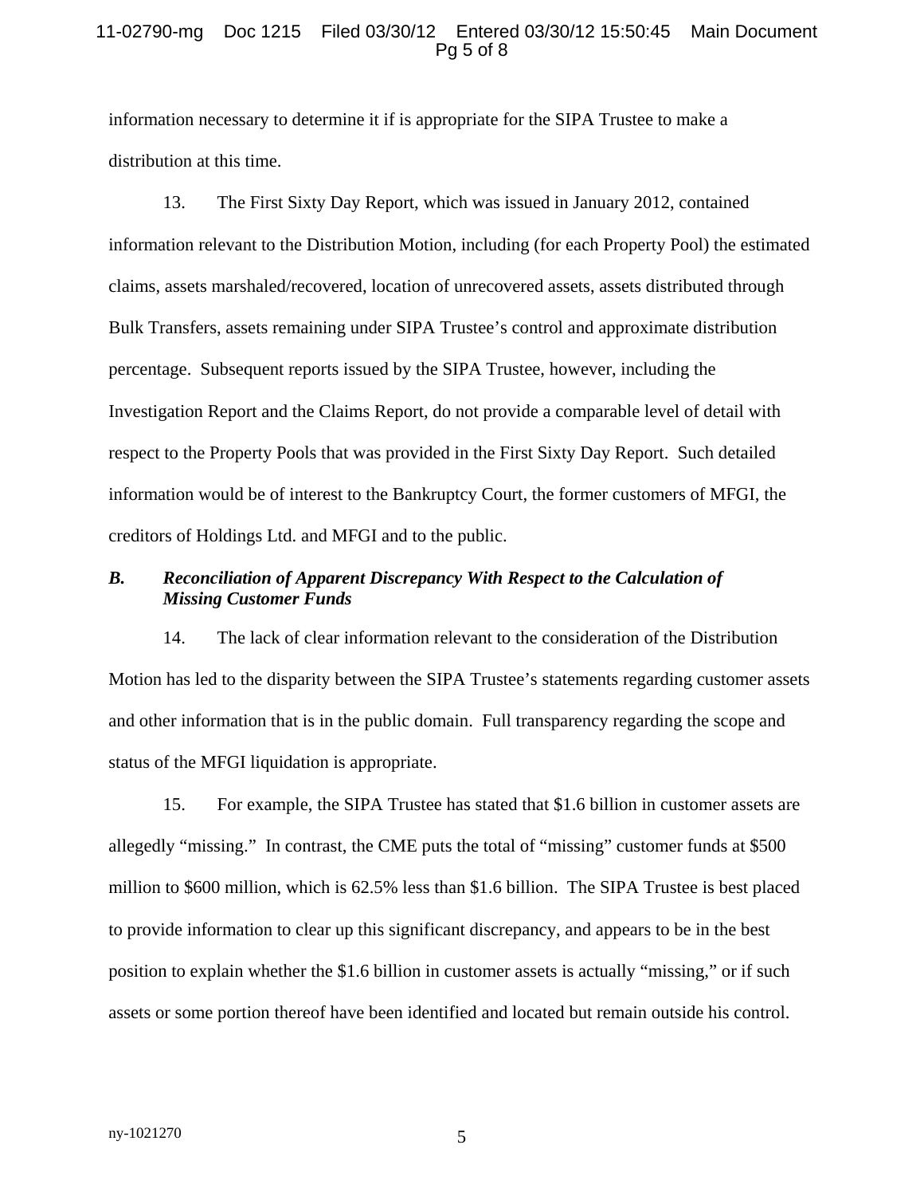information necessary to determine it if is appropriate for the SIPA Trustee to make a distribution at this time.

13. The First Sixty Day Report, which was issued in January 2012, contained information relevant to the Distribution Motion, including (for each Property Pool) the estimated claims, assets marshaled/recovered, location of unrecovered assets, assets distributed through Bulk Transfers, assets remaining under SIPA Trustee's control and approximate distribution percentage. Subsequent reports issued by the SIPA Trustee, however, including the Investigation Report and the Claims Report, do not provide a comparable level of detail with respect to the Property Pools that was provided in the First Sixty Day Report. Such detailed information would be of interest to the Bankruptcy Court, the former customers of MFGI, the creditors of Holdings Ltd. and MFGI and to the public.

### *B. Reconciliation of Apparent Discrepancy With Respect to the Calculation of Missing Customer Funds*

14. The lack of clear information relevant to the consideration of the Distribution Motion has led to the disparity between the SIPA Trustee's statements regarding customer assets and other information that is in the public domain. Full transparency regarding the scope and status of the MFGI liquidation is appropriate.

15. For example, the SIPA Trustee has stated that $1.6 billion in customer assets are allegedly "missing." In contrast, the CME puts the total of "missing" customer funds at $500 million to $600 million, which is 62.5% less than $1.6 billion. The SIPA Trustee is best placed to provide information to clear up this significant discrepancy, and appears to be in the best position to explain whether the $1.6 billion in customer assets is actually "missing," or if such assets or some portion thereof have been identified and located but remain outside his control.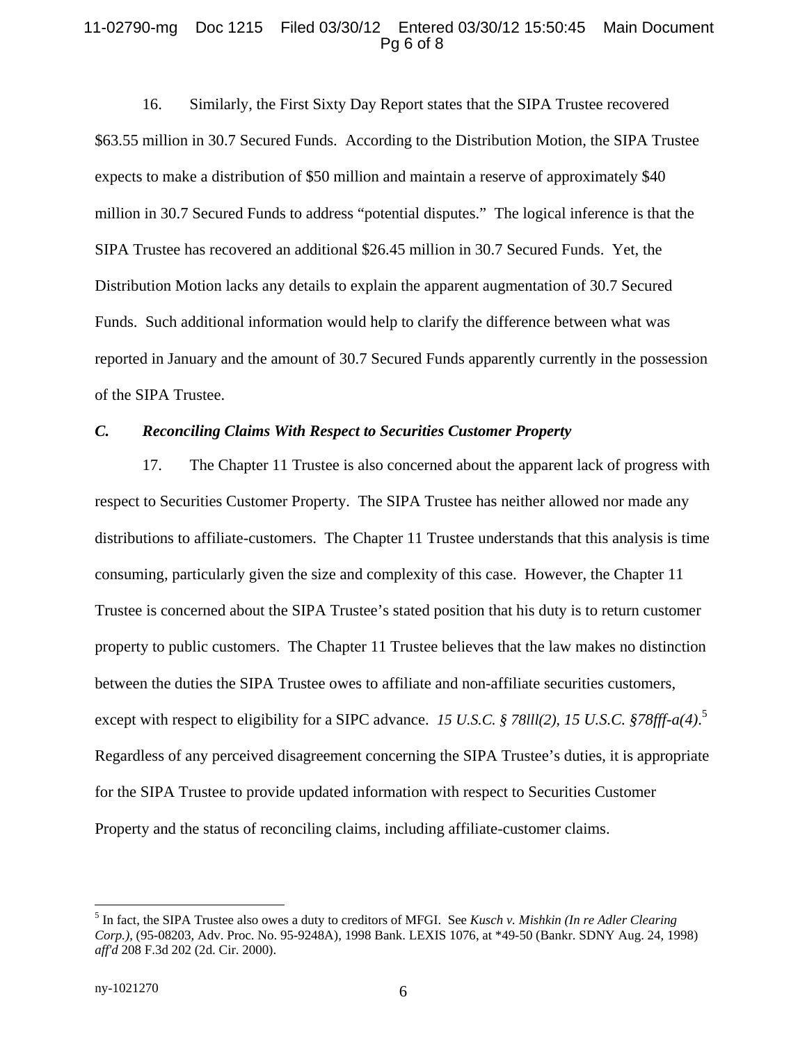16. Similarly, the First Sixty Day Report states that the SIPA Trustee recovered $63.55 million in 30.7 Secured Funds. According to the Distribution Motion, the SIPA Trustee expects to make a distribution of $50 million and maintain a reserve of approximately $40 million in 30.7 Secured Funds to address "potential disputes." The logical inference is that the SIPA Trustee has recovered an additional $26.45 million in 30.7 Secured Funds. Yet, the Distribution Motion lacks any details to explain the apparent augmentation of 30.7 Secured Funds. Such additional information would help to clarify the difference between what was reported in January and the amount of 30.7 Secured Funds apparently currently in the possession of the SIPA Trustee.

### *C. Reconciling Claims With Respect to Securities Customer Property*

17. The Chapter 11 Trustee is also concerned about the apparent lack of progress with respect to Securities Customer Property. The SIPA Trustee has neither allowed nor made any distributions to affiliate-customers. The Chapter 11 Trustee understands that this analysis is time consuming, particularly given the size and complexity of this case. However, the Chapter 11 Trustee is concerned about the SIPA Trustee's stated position that his duty is to return customer property to public customers. The Chapter 11 Trustee believes that the law makes no distinction between the duties the SIPA Trustee owes to affiliate and non-affiliate securities customers, except with respect to eligibility for a SIPC advance. *15 U.S.C. § 78lll(2), 15 U.S.C. §78fff-a(4)*.[5] Regardless of any perceived disagreement concerning the SIPA Trustee's duties, it is appropriate for the SIPA Trustee to provide updated information with respect to Securities Customer Property and the status of reconciling claims, including affiliate-customer claims.

---

[5] In fact, the SIPA Trustee also owes a duty to creditors of MFGI. See *Kusch v. Mishkin (In re Adler Clearing Corp.)*, (95-08203, Adv. Proc. No. 95-9248A), 1998 Bank. LEXIS 1076, at *49-50 (Bankr. SDNY Aug. 24, 1998) *aff'd* 208 F.3d 202 (2d. Cir. 2000).

ny-1021270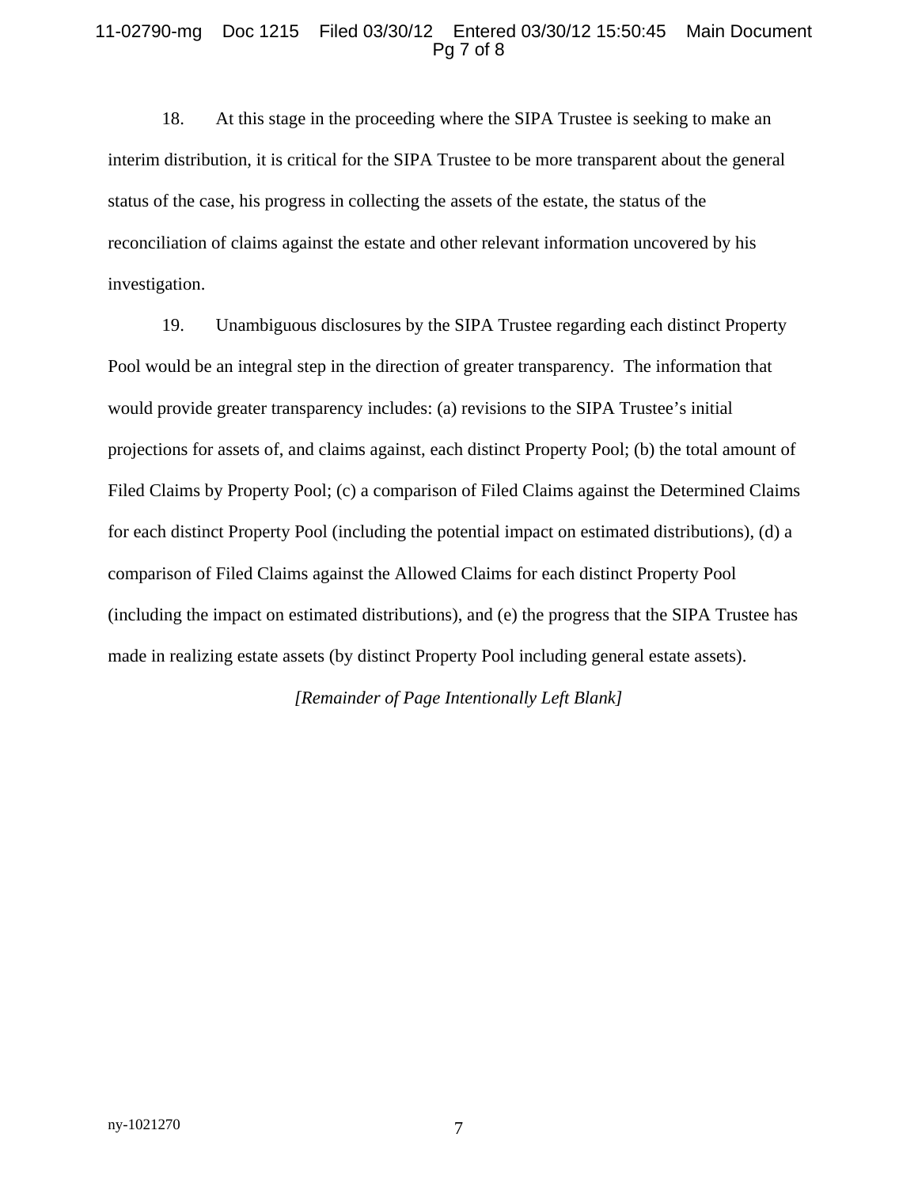18. At this stage in the proceeding where the SIPA Trustee is seeking to make an interim distribution, it is critical for the SIPA Trustee to be more transparent about the general status of the case, his progress in collecting the assets of the estate, the status of the reconciliation of claims against the estate and other relevant information uncovered by his investigation.

19. Unambiguous disclosures by the SIPA Trustee regarding each distinct Property Pool would be an integral step in the direction of greater transparency. The information that would provide greater transparency includes: (a) revisions to the SIPA Trustee's initial projections for assets of, and claims against, each distinct Property Pool; (b) the total amount of Filed Claims by Property Pool; (c) a comparison of Filed Claims against the Determined Claims for each distinct Property Pool (including the potential impact on estimated distributions), (d) a comparison of Filed Claims against the Allowed Claims for each distinct Property Pool (including the impact on estimated distributions), and (e) the progress that the SIPA Trustee has made in realizing estate assets (by distinct Property Pool including general estate assets).

*[Remainder of Page Intentionally Left Blank]*

ny-1021270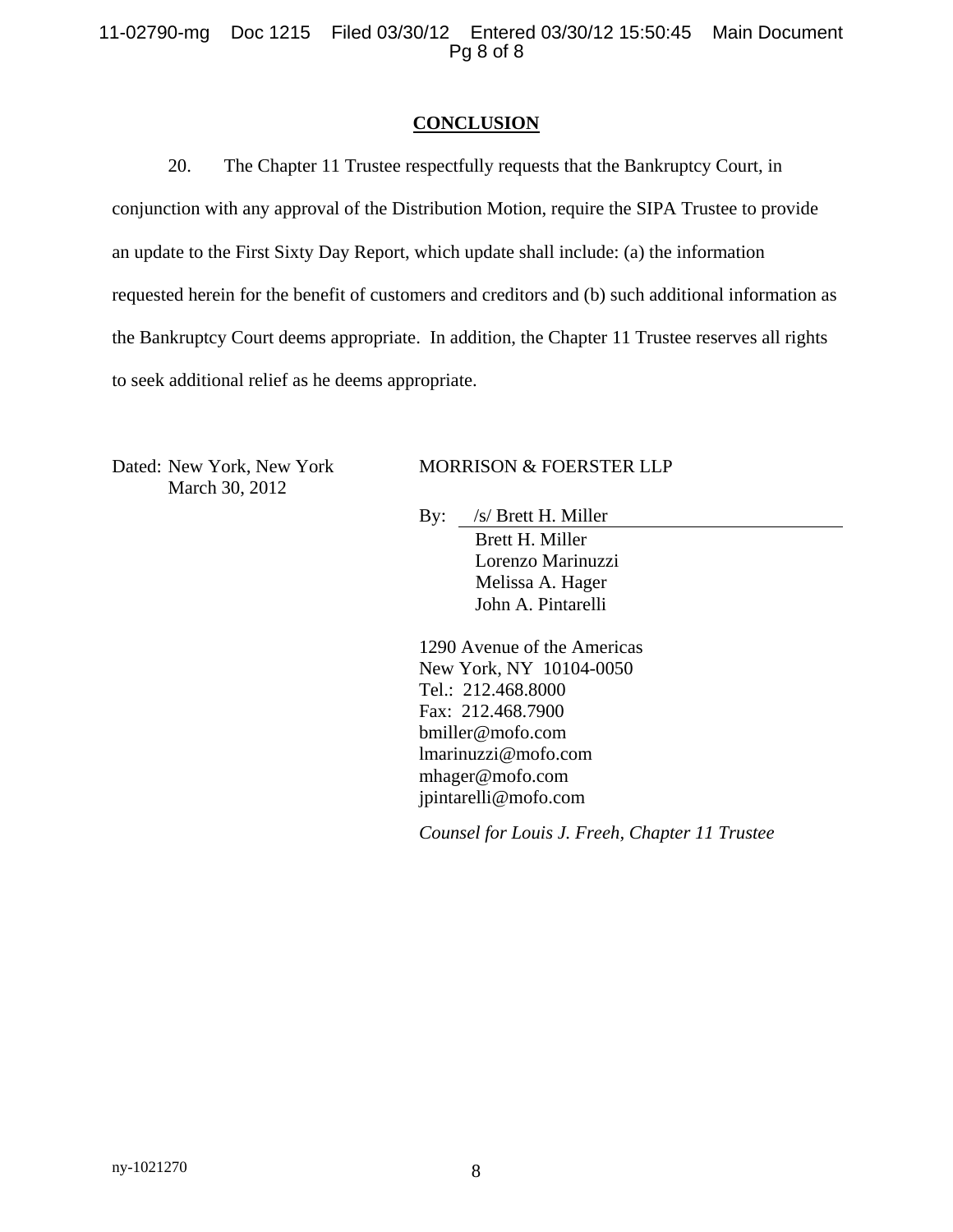## CONCLUSION

20. The Chapter 11 Trustee respectfully requests that the Bankruptcy Court, in conjunction with any approval of the Distribution Motion, require the SIPA Trustee to provide an update to the First Sixty Day Report, which update shall include: (a) the information requested herein for the benefit of customers and creditors and (b) such additional information as the Bankruptcy Court deems appropriate. In addition, the Chapter 11 Trustee reserves all rights to seek additional relief as he deems appropriate.

Dated: New York, New York
March 30, 2012

MORRISON & FOERSTER LLP

By: /s/ Brett H. Miller
Brett H. Miller
Lorenzo Marinuzzi
Melissa A. Hager
John A. Pintarelli

1290 Avenue of the Americas
New York, NY 10104-0050
Tel.: 212.468.8000
Fax: 212.468.7900
bmiller@mofo.com
lmarinuzzi@mofo.com
mhager@mofo.com
jpintarelli@mofo.com

*Counsel for Louis J. Freeh, Chapter 11 Trustee*

ny-1021270